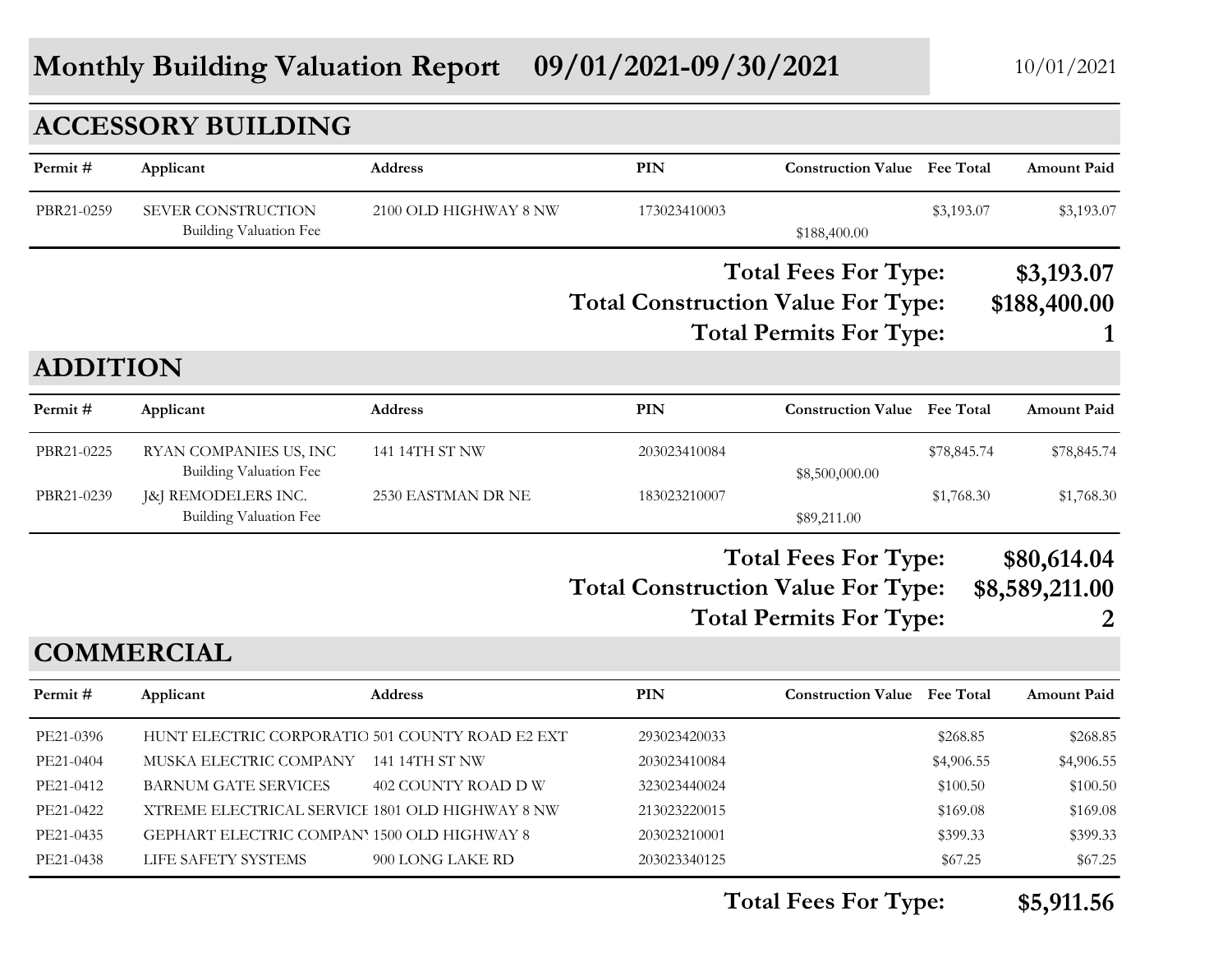# Monthly Building Valuation Report 09/01/2021-09/30/2021

10/01/2021

## ACCESSORY BUILDING

| Permit # | Applicant | Address | PIN | Construction Value | Fee Total | Amount Paid |
|---|---|---|---|---|---|---|
| PBR21-0259 | SEVER CONSTRUCTION<br>Building Valuation Fee | 2100 OLD HIGHWAY 8 NW | 173023410003 | $188,400.00 | $3,193.07 | $3,193.07 |

**Total Fees For Type: $3,193.07**

**Total Construction Value For Type: $188,400.00**

**Total Permits For Type: 1**

## ADDITION

| Permit # | Applicant | Address | PIN | Construction Value | Fee Total | Amount Paid |
|---|---|---|---|---|---|---|
| PBR21-0225 | RYAN COMPANIES US, INC<br>Building Valuation Fee | 141 14TH ST NW | 203023410084 | $8,500,000.00 | $78,845.74 | $78,845.74 |
| PBR21-0239 | J&J REMODELERS INC.<br>Building Valuation Fee | 2530 EASTMAN DR NE | 183023210007 | $89,211.00 | $1,768.30 | $1,768.30 |

**Total Fees For Type: $80,614.04**

**Total Construction Value For Type: $8,589,211.00**

**Total Permits For Type: 2**

## COMMERCIAL

| Permit # | Applicant | Address | PIN | Construction Value | Fee Total | Amount Paid |
|---|---|---|---|---|---|---|
| PE21-0396 | HUNT ELECTRIC CORPORATIO | 501 COUNTY ROAD E2 EXT | 293023420033 | | $268.85 | $268.85 |
| PE21-0404 | MUSKA ELECTRIC COMPANY | 141 14TH ST NW | 203023410084 | | $4,906.55 | $4,906.55 |
| PE21-0412 | BARNUM GATE SERVICES | 402 COUNTY ROAD D W | 323023440024 | | $100.50 | $100.50 |
| PE21-0422 | XTREME ELECTRICAL SERVICE | 1801 OLD HIGHWAY 8 NW | 213023220015 | | $169.08 | $169.08 |
| PE21-0435 | GEPHART ELECTRIC COMPANY | 1500 OLD HIGHWAY 8 | 203023210001 | | $399.33 | $399.33 |
| PE21-0438 | LIFE SAFETY SYSTEMS | 900 LONG LAKE RD | 203023340125 | | $67.25 | $67.25 |

**Total Fees For Type: $5,911.56**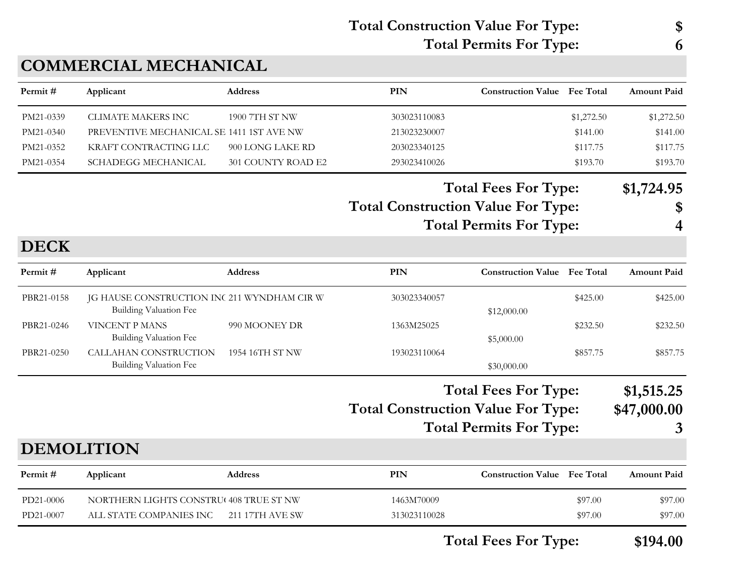**Total Construction Value For Type:** **$**
**Total Permits For Type:** **6**

## COMMERCIAL MECHANICAL

| Permit # | Applicant | Address | PIN | Construction Value | Fee Total | Amount Paid |
|---|---|---|---|---|---|---|
| PM21-0339 | CLIMATE MAKERS INC | 1900 7TH ST NW | 303023110083 | | $1,272.50 | $1,272.50 |
| PM21-0340 | PREVENTIVE MECHANICAL SE | 1411 1ST AVE NW | 213023230007 | | $141.00 | $141.00 |
| PM21-0352 | KRAFT CONTRACTING LLC | 900 LONG LAKE RD | 203023340125 | | $117.75 | $117.75 |
| PM21-0354 | SCHADEGG MECHANICAL | 301 COUNTY ROAD E2 | 293023410026 | | $193.70 | $193.70 |

**Total Fees For Type:** **$1,724.95**
**Total Construction Value For Type:** **$**
**Total Permits For Type:** **4**

## DECK

| Permit # | Applicant | Address | PIN | Construction Value | Fee Total | Amount Paid |
|---|---|---|---|---|---|---|
| PBR21-0158 | JG HAUSE CONSTRUCTION INC | 211 WYNDHAM CIR W | 303023340057 | | $425.00 | $425.00 |
| | Building Valuation Fee | | | $12,000.00 | | |
| PBR21-0246 | VINCENT P MANS | 990 MOONEY DR | 1363M25025 | | $232.50 | $232.50 |
| | Building Valuation Fee | | | $5,000.00 | | |
| PBR21-0250 | CALLAHAN CONSTRUCTION | 1954 16TH ST NW | 193023110064 | | $857.75 | $857.75 |
| | Building Valuation Fee | | | $30,000.00 | | |

**Total Fees For Type:** **$1,515.25**
**Total Construction Value For Type:** **$47,000.00**
**Total Permits For Type:** **3**

## DEMOLITION

| Permit # | Applicant | Address | PIN | Construction Value | Fee Total | Amount Paid |
|---|---|---|---|---|---|---|
| PD21-0006 | NORTHERN LIGHTS CONSTRU | 408 TRUE ST NW | 1463M70009 | | $97.00 | $97.00 |
| PD21-0007 | ALL STATE COMPANIES INC | 211 17TH AVE SW | 313023110028 | | $97.00 | $97.00 |

**Total Fees For Type:** **$194.00**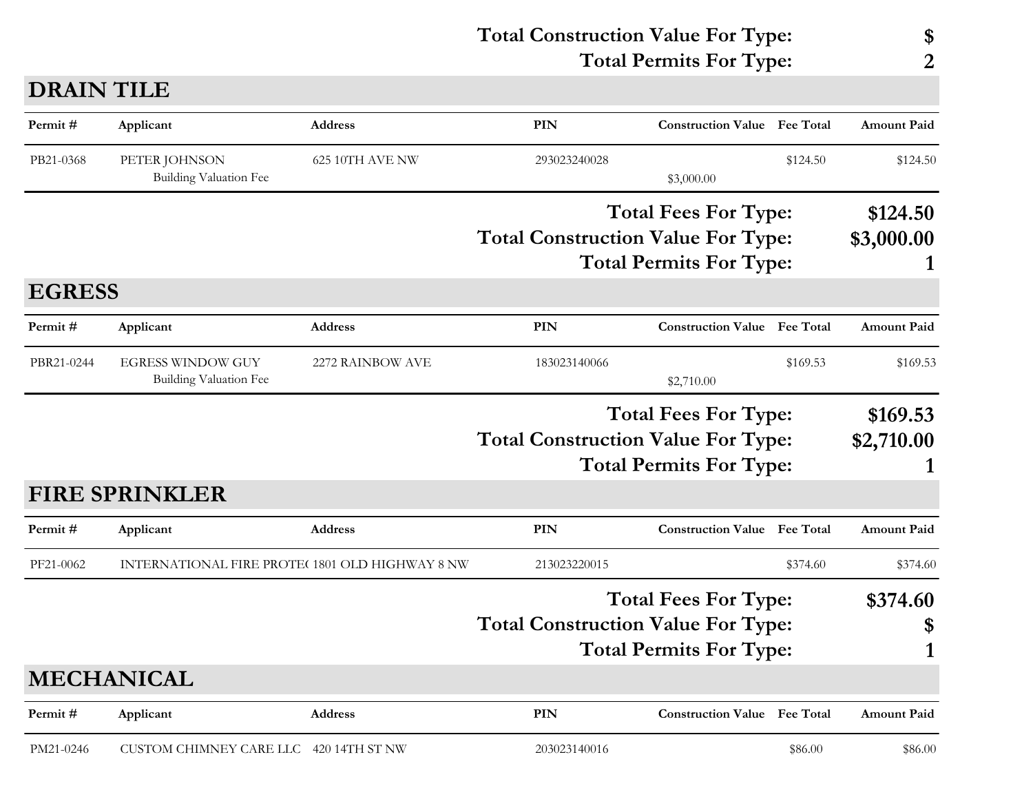**Total Construction Value For Type: $**
**Total Permits For Type: 2**

## DRAIN TILE

| Permit # | Applicant | Address | PIN | Construction Value | Fee Total | Amount Paid |
|---|---|---|---|---|---|---|
| PB21-0368 | PETER JOHNSON | 625 10TH AVE NW | 293023240028 | | $124.50 | $124.50 |
| | Building Valuation Fee | | | $3,000.00 | | |

**Total Fees For Type: $124.50**
**Total Construction Value For Type: $3,000.00**
**Total Permits For Type: 1**

## EGRESS

| Permit # | Applicant | Address | PIN | Construction Value | Fee Total | Amount Paid |
|---|---|---|---|---|---|---|
| PBR21-0244 | EGRESS WINDOW GUY | 2272 RAINBOW AVE | 183023140066 | | $169.53 | $169.53 |
| | Building Valuation Fee | | | $2,710.00 | | |

**Total Fees For Type: $169.53**
**Total Construction Value For Type: $2,710.00**
**Total Permits For Type: 1**

## FIRE SPRINKLER

| Permit # | Applicant | Address | PIN | Construction Value | Fee Total | Amount Paid |
|---|---|---|---|---|---|---|
| PF21-0062 | INTERNATIONAL FIRE PROTE( | 1801 OLD HIGHWAY 8 NW | 213023220015 | | $374.60 | $374.60 |

**Total Fees For Type: $374.60**
**Total Construction Value For Type: $**
**Total Permits For Type: 1**

## MECHANICAL

| Permit # | Applicant | Address | PIN | Construction Value | Fee Total | Amount Paid |
|---|---|---|---|---|---|---|
| PM21-0246 | CUSTOM CHIMNEY CARE LLC | 420 14TH ST NW | 203023140016 | | $86.00 | $86.00 |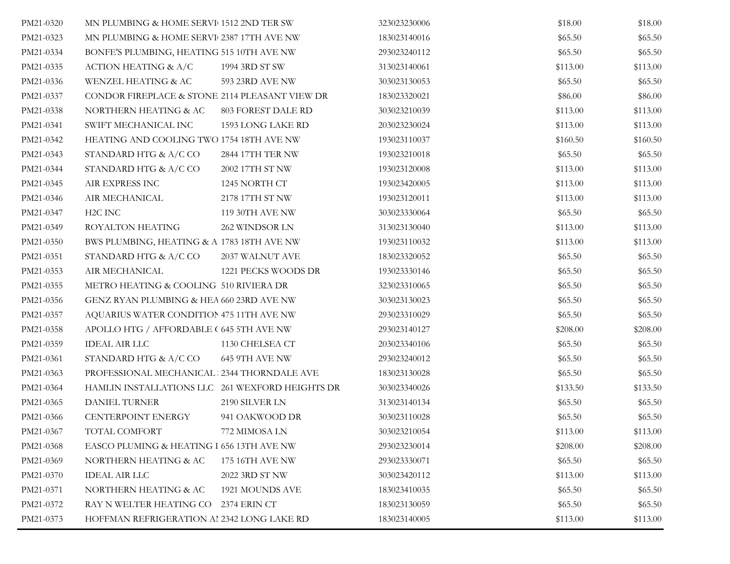| | | | | | |
|---|---|---|---|---|---|
| PM21-0320 | MN PLUMBING & HOME SERVI | 1512 2ND TER SW | 323023230006 | $18.00 | $18.00 |
| PM21-0323 | MN PLUMBING & HOME SERVI | 2387 17TH AVE NW | 183023140016 | $65.50 | $65.50 |
| PM21-0334 | BONFE'S PLUMBING, HEATING | 515 10TH AVE NW | 293023240112 | $65.50 | $65.50 |
| PM21-0335 | ACTION HEATING & A/C | 1994 3RD ST SW | 313023140061 | $113.00 | $113.00 |
| PM21-0336 | WENZEL HEATING & AC | 593 23RD AVE NW | 303023130053 | $65.50 | $65.50 |
| PM21-0337 | CONDOR FIREPLACE & STONE | 2114 PLEASANT VIEW DR | 183023320021 | $86.00 | $86.00 |
| PM21-0338 | NORTHERN HEATING & AC | 803 FOREST DALE RD | 303023210039 | $113.00 | $113.00 |
| PM21-0341 | SWIFT MECHANICAL INC | 1593 LONG LAKE RD | 203023230024 | $113.00 | $113.00 |
| PM21-0342 | HEATING AND COOLING TWO | 1754 18TH AVE NW | 193023110037 | $160.50 | $160.50 |
| PM21-0343 | STANDARD HTG & A/C CO | 2844 17TH TER NW | 193023210018 | $65.50 | $65.50 |
| PM21-0344 | STANDARD HTG & A/C CO | 2002 17TH ST NW | 193023120008 | $113.00 | $113.00 |
| PM21-0345 | AIR EXPRESS INC | 1245 NORTH CT | 193023420005 | $113.00 | $113.00 |
| PM21-0346 | AIR MECHANICAL | 2178 17TH ST NW | 193023120011 | $113.00 | $113.00 |
| PM21-0347 | H2C INC | 119 30TH AVE NW | 303023330064 | $65.50 | $65.50 |
| PM21-0349 | ROYALTON HEATING | 262 WINDSOR LN | 313023130040 | $113.00 | $113.00 |
| PM21-0350 | BWS PLUMBING, HEATING & A | 1783 18TH AVE NW | 193023110032 | $113.00 | $113.00 |
| PM21-0351 | STANDARD HTG & A/C CO | 2037 WALNUT AVE | 183023320052 | $65.50 | $65.50 |
| PM21-0353 | AIR MECHANICAL | 1221 PECKS WOODS DR | 193023330146 | $65.50 | $65.50 |
| PM21-0355 | METRO HEATING & COOLING | 510 RIVIERA DR | 323023310065 | $65.50 | $65.50 |
| PM21-0356 | GENZ RYAN PLUMBING & HEA | 660 23RD AVE NW | 303023130023 | $65.50 | $65.50 |
| PM21-0357 | AQUARIUS WATER CONDITION | 475 11TH AVE NW | 293023310029 | $65.50 | $65.50 |
| PM21-0358 | APOLLO HTG / AFFORDABLE ( | 645 5TH AVE NW | 293023140127 | $208.00 | $208.00 |
| PM21-0359 | IDEAL AIR LLC | 1130 CHELSEA CT | 203023340106 | $65.50 | $65.50 |
| PM21-0361 | STANDARD HTG & A/C CO | 645 9TH AVE NW | 293023240012 | $65.50 | $65.50 |
| PM21-0363 | PROFESSIONAL MECHANICAL | 2344 THORNDALE AVE | 183023130028 | $65.50 | $65.50 |
| PM21-0364 | HAMLIN INSTALLATIONS LLC | 261 WEXFORD HEIGHTS DR | 303023340026 | $133.50 | $133.50 |
| PM21-0365 | DANIEL TURNER | 2190 SILVER LN | 313023140134 | $65.50 | $65.50 |
| PM21-0366 | CENTERPOINT ENERGY | 941 OAKWOOD DR | 303023110028 | $65.50 | $65.50 |
| PM21-0367 | TOTAL COMFORT | 772 MIMOSA LN | 303023210054 | $113.00 | $113.00 |
| PM21-0368 | EASCO PLUMING & HEATING I | 656 13TH AVE NW | 293023230014 | $208.00 | $208.00 |
| PM21-0369 | NORTHERN HEATING & AC | 175 16TH AVE NW | 293023330071 | $65.50 | $65.50 |
| PM21-0370 | IDEAL AIR LLC | 2022 3RD ST NW | 303023420112 | $113.00 | $113.00 |
| PM21-0371 | NORTHERN HEATING & AC | 1921 MOUNDS AVE | 183023410035 | $65.50 | $65.50 |
| PM21-0372 | RAY N WELTER HEATING CO | 2374 ERIN CT | 183023130059 | $65.50 | $65.50 |
| PM21-0373 | HOFFMAN REFRIGERATION AI | 2342 LONG LAKE RD | 183023140005 | $113.00 | $113.00 |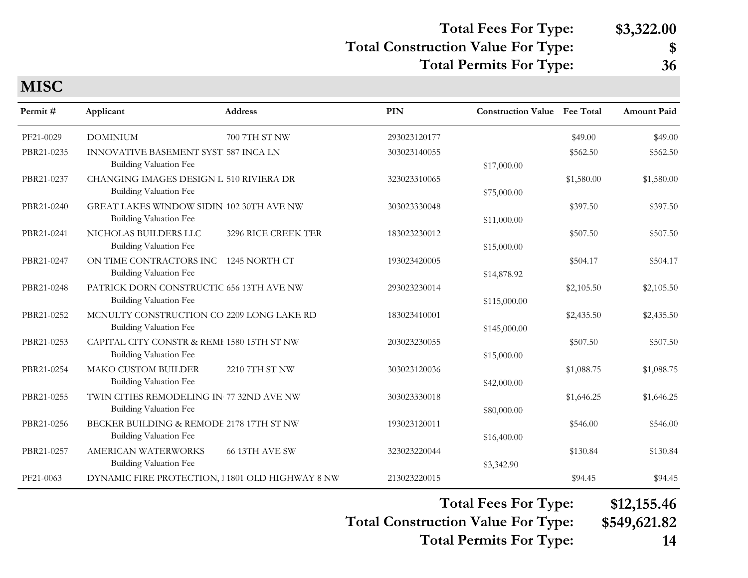**Total Fees For Type:** **$3,322.00**
**Total Construction Value For Type:** **$**
**Total Permits For Type:** **36**

## MISC

| Permit # | Applicant | Address | PIN | Construction Value | Fee Total | Amount Paid |
|---|---|---|---|---|---|---|
| PF21-0029 | DOMINIUM | 700 7TH ST NW | 293023120177 | | $49.00 | $49.00 |
| PBR21-0235 | INNOVATIVE BASEMENT SYST | 587 INCA LN | 303023140055 | | $562.50 | $562.50 |
| | Building Valuation Fee | | | $17,000.00 | | |
| PBR21-0237 | CHANGING IMAGES DESIGN L | 510 RIVIERA DR | 323023310065 | | $1,580.00 | $1,580.00 |
| | Building Valuation Fee | | | $75,000.00 | | |
| PBR21-0240 | GREAT LAKES WINDOW SIDIN | 102 30TH AVE NW | 303023330048 | | $397.50 | $397.50 |
| | Building Valuation Fee | | | $11,000.00 | | |
| PBR21-0241 | NICHOLAS BUILDERS LLC | 3296 RICE CREEK TER | 183023230012 | | $507.50 | $507.50 |
| | Building Valuation Fee | | | $15,000.00 | | |
| PBR21-0247 | ON TIME CONTRACTORS INC | 1245 NORTH CT | 193023420005 | | $504.17 | $504.17 |
| | Building Valuation Fee | | | $14,878.92 | | |
| PBR21-0248 | PATRICK DORN CONSTRUCTIC | 656 13TH AVE NW | 293023230014 | | $2,105.50 | $2,105.50 |
| | Building Valuation Fee | | | $115,000.00 | | |
| PBR21-0252 | MCNULTY CONSTRUCTION CO | 2209 LONG LAKE RD | 183023410001 | | $2,435.50 | $2,435.50 |
| | Building Valuation Fee | | | $145,000.00 | | |
| PBR21-0253 | CAPITAL CITY CONSTR & REMI | 1580 15TH ST NW | 203023230055 | | $507.50 | $507.50 |
| | Building Valuation Fee | | | $15,000.00 | | |
| PBR21-0254 | MAKO CUSTOM BUILDER | 2210 7TH ST NW | 303023120036 | | $1,088.75 | $1,088.75 |
| | Building Valuation Fee | | | $42,000.00 | | |
| PBR21-0255 | TWIN CITIES REMODELING IN | 77 32ND AVE NW | 303023330018 | | $1,646.25 | $1,646.25 |
| | Building Valuation Fee | | | $80,000.00 | | |
| PBR21-0256 | BECKER BUILDING & REMODE | 2178 17TH ST NW | 193023120011 | | $546.00 | $546.00 |
| | Building Valuation Fee | | | $16,400.00 | | |
| PBR21-0257 | AMERICAN WATERWORKS | 66 13TH AVE SW | 323023220044 | | $130.84 | $130.84 |
| | Building Valuation Fee | | | $3,342.90 | | |
| PF21-0063 | DYNAMIC FIRE PROTECTION, I | 1801 OLD HIGHWAY 8 NW | 213023220015 | | $94.45 | $94.45 |

**Total Fees For Type:** **$12,155.46**
**Total Construction Value For Type:** **$549,621.82**
**Total Permits For Type:** **14**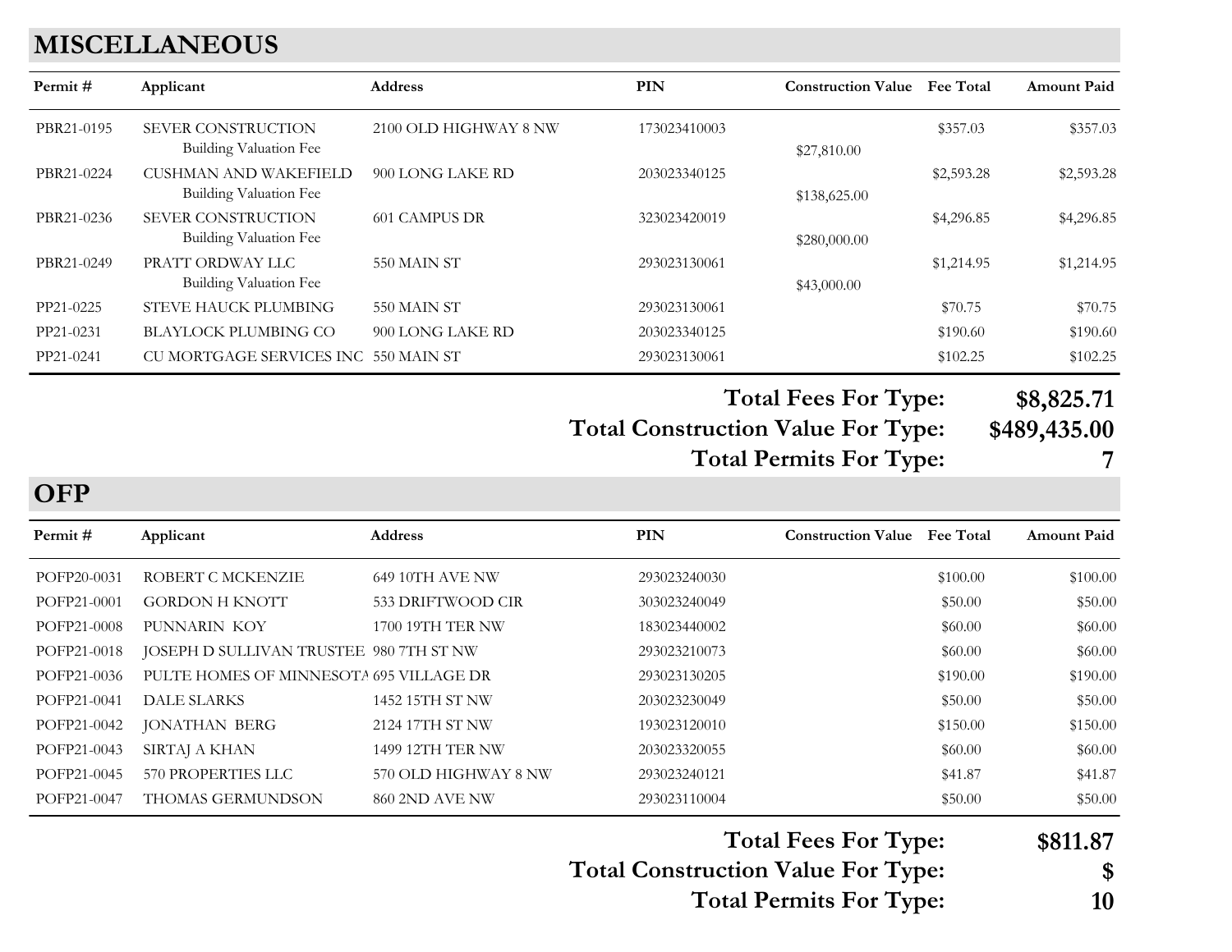## MISCELLANEOUS

| Permit # | Applicant | Address | PIN | Construction Value | Fee Total | Amount Paid |
|---|---|---|---|---|---|---|
| PBR21-0195 | SEVER CONSTRUCTION | 2100 OLD HIGHWAY 8 NW | 173023410003 | | $357.03 | $357.03 |
| | Building Valuation Fee | | | $27,810.00 | | |
| PBR21-0224 | CUSHMAN AND WAKEFIELD | 900 LONG LAKE RD | 203023340125 | | $2,593.28 | $2,593.28 |
| | Building Valuation Fee | | | $138,625.00 | | |
| PBR21-0236 | SEVER CONSTRUCTION | 601 CAMPUS DR | 323023420019 | | $4,296.85 | $4,296.85 |
| | Building Valuation Fee | | | $280,000.00 | | |
| PBR21-0249 | PRATT ORDWAY LLC | 550 MAIN ST | 293023130061 | | $1,214.95 | $1,214.95 |
| | Building Valuation Fee | | | $43,000.00 | | |
| PP21-0225 | STEVE HAUCK PLUMBING | 550 MAIN ST | 293023130061 | | $70.75 | $70.75 |
| PP21-0231 | BLAYLOCK PLUMBING CO | 900 LONG LAKE RD | 203023340125 | | $190.60 | $190.60 |
| PP21-0241 | CU MORTGAGE SERVICES INC | 550 MAIN ST | 293023130061 | | $102.25 | $102.25 |

**Total Fees For Type: $8,825.71**

**Total Construction Value For Type: $489,435.00**

**Total Permits For Type: 7**

## OFP

| Permit # | Applicant | Address | PIN | Construction Value | Fee Total | Amount Paid |
|---|---|---|---|---|---|---|
| POFP20-0031 | ROBERT C MCKENZIE | 649 10TH AVE NW | 293023240030 | | $100.00 | $100.00 |
| POFP21-0001 | GORDON H KNOTT | 533 DRIFTWOOD CIR | 303023240049 | | $50.00 | $50.00 |
| POFP21-0008 | PUNNARIN KOY | 1700 19TH TER NW | 183023440002 | | $60.00 | $60.00 |
| POFP21-0018 | JOSEPH D SULLIVAN TRUSTEE | 980 7TH ST NW | 293023210073 | | $60.00 | $60.00 |
| POFP21-0036 | PULTE HOMES OF MINNESOTA | 695 VILLAGE DR | 293023130205 | | $190.00 | $190.00 |
| POFP21-0041 | DALE SLARKS | 1452 15TH ST NW | 203023230049 | | $50.00 | $50.00 |
| POFP21-0042 | JONATHAN BERG | 2124 17TH ST NW | 193023120010 | | $150.00 | $150.00 |
| POFP21-0043 | SIRTAJ A KHAN | 1499 12TH TER NW | 203023320055 | | $60.00 | $60.00 |
| POFP21-0045 | 570 PROPERTIES LLC | 570 OLD HIGHWAY 8 NW | 293023240121 | | $41.87 | $41.87 |
| POFP21-0047 | THOMAS GERMUNDSON | 860 2ND AVE NW | 293023110004 | | $50.00 | $50.00 |

**Total Fees For Type: $811.87**

**Total Construction Value For Type: $**

**Total Permits For Type: 10**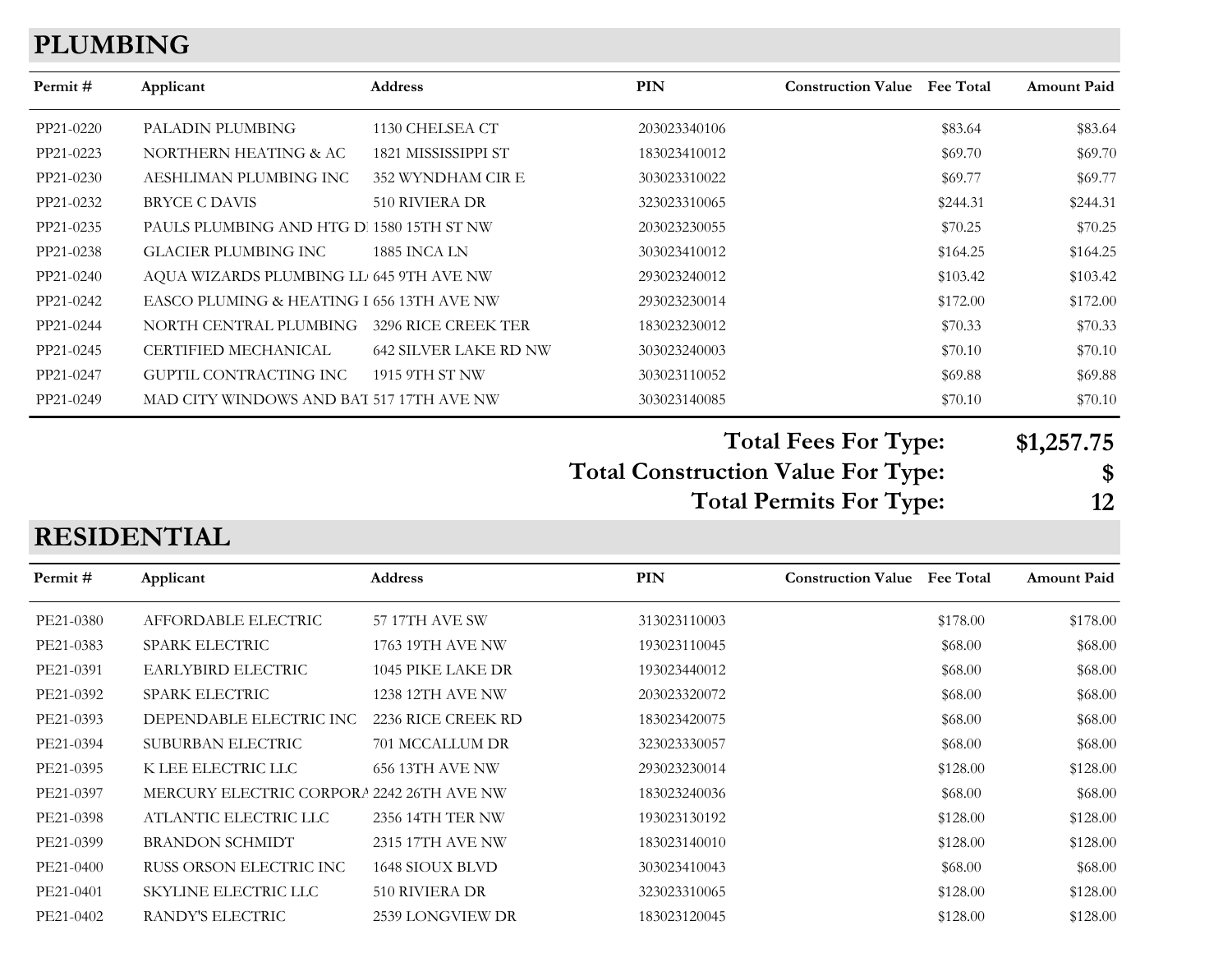## PLUMBING

| Permit # | Applicant | Address | PIN | Construction Value | Fee Total | Amount Paid |
|---|---|---|---|---|---|---|
| PP21-0220 | PALADIN PLUMBING | 1130 CHELSEA CT | 203023340106 | | $83.64 | $83.64 |
| PP21-0223 | NORTHERN HEATING & AC | 1821 MISSISSIPPI ST | 183023410012 | | $69.70 | $69.70 |
| PP21-0230 | AESHLIMAN PLUMBING INC | 352 WYNDHAM CIR E | 303023310022 | | $69.77 | $69.77 |
| PP21-0232 | BRYCE C DAVIS | 510 RIVIERA DR | 323023310065 | | $244.31 | $244.31 |
| PP21-0235 | PAULS PLUMBING AND HTG DI | 1580 15TH ST NW | 203023230055 | | $70.25 | $70.25 |
| PP21-0238 | GLACIER PLUMBING INC | 1885 INCA LN | 303023410012 | | $164.25 | $164.25 |
| PP21-0240 | AQUA WIZARDS PLUMBING LL | 645 9TH AVE NW | 293023240012 | | $103.42 | $103.42 |
| PP21-0242 | EASCO PLUMING & HEATING I | 656 13TH AVE NW | 293023230014 | | $172.00 | $172.00 |
| PP21-0244 | NORTH CENTRAL PLUMBING | 3296 RICE CREEK TER | 183023230012 | | $70.33 | $70.33 |
| PP21-0245 | CERTIFIED MECHANICAL | 642 SILVER LAKE RD NW | 303023240003 | | $70.10 | $70.10 |
| PP21-0247 | GUPTIL CONTRACTING INC | 1915 9TH ST NW | 303023110052 | | $69.88 | $69.88 |
| PP21-0249 | MAD CITY WINDOWS AND BAT | 517 17TH AVE NW | 303023140085 | | $70.10 | $70.10 |

**Total Fees For Type: $1,257.75**

**Total Construction Value For Type: $**

**Total Permits For Type: 12**

## RESIDENTIAL

| Permit # | Applicant | Address | PIN | Construction Value | Fee Total | Amount Paid |
|---|---|---|---|---|---|---|
| PE21-0380 | AFFORDABLE ELECTRIC | 57 17TH AVE SW | 313023110003 | | $178.00 | $178.00 |
| PE21-0383 | SPARK ELECTRIC | 1763 19TH AVE NW | 193023110045 | | $68.00 | $68.00 |
| PE21-0391 | EARLYBIRD ELECTRIC | 1045 PIKE LAKE DR | 193023440012 | | $68.00 | $68.00 |
| PE21-0392 | SPARK ELECTRIC | 1238 12TH AVE NW | 203023320072 | | $68.00 | $68.00 |
| PE21-0393 | DEPENDABLE ELECTRIC INC | 2236 RICE CREEK RD | 183023420075 | | $68.00 | $68.00 |
| PE21-0394 | SUBURBAN ELECTRIC | 701 MCCALLUM DR | 323023330057 | | $68.00 | $68.00 |
| PE21-0395 | K LEE ELECTRIC LLC | 656 13TH AVE NW | 293023230014 | | $128.00 | $128.00 |
| PE21-0397 | MERCURY ELECTRIC CORPORA | 2242 26TH AVE NW | 183023240036 | | $68.00 | $68.00 |
| PE21-0398 | ATLANTIC ELECTRIC LLC | 2356 14TH TER NW | 193023130192 | | $128.00 | $128.00 |
| PE21-0399 | BRANDON SCHMIDT | 2315 17TH AVE NW | 183023140010 | | $128.00 | $128.00 |
| PE21-0400 | RUSS ORSON ELECTRIC INC | 1648 SIOUX BLVD | 303023410043 | | $68.00 | $68.00 |
| PE21-0401 | SKYLINE ELECTRIC LLC | 510 RIVIERA DR | 323023310065 | | $128.00 | $128.00 |
| PE21-0402 | RANDY'S ELECTRIC | 2539 LONGVIEW DR | 183023120045 | | $128.00 | $128.00 |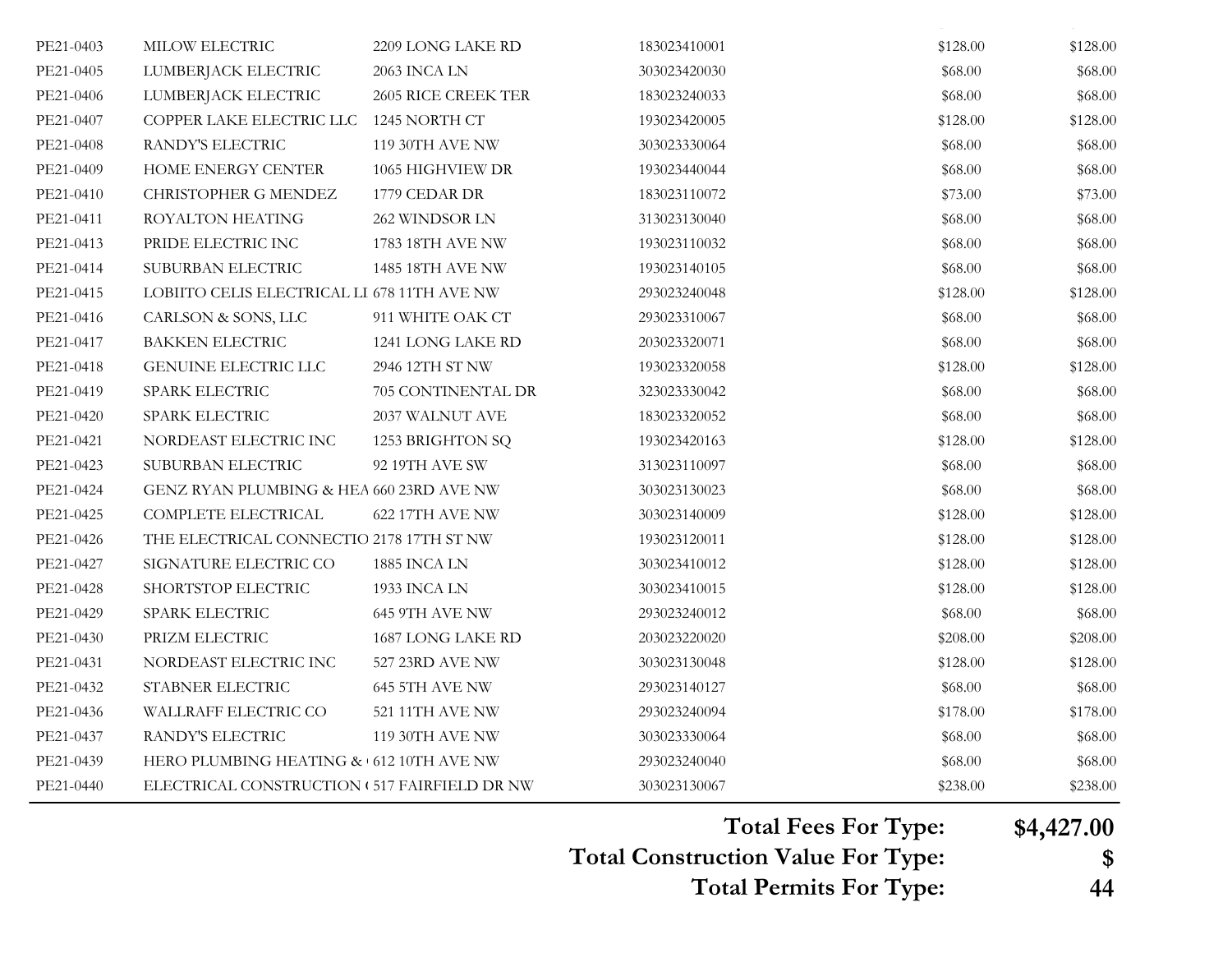| | | | | | |
|---|---|---|---|---|---|
| PE21-0403 | MILOW ELECTRIC | 2209 LONG LAKE RD | 183023410001 | $128.00 | $128.00 |
| PE21-0405 | LUMBERJACK ELECTRIC | 2063 INCA LN | 303023420030 | $68.00 | $68.00 |
| PE21-0406 | LUMBERJACK ELECTRIC | 2605 RICE CREEK TER | 183023240033 | $68.00 | $68.00 |
| PE21-0407 | COPPER LAKE ELECTRIC LLC | 1245 NORTH CT | 193023420005 | $128.00 | $128.00 |
| PE21-0408 | RANDY'S ELECTRIC | 119 30TH AVE NW | 303023330064 | $68.00 | $68.00 |
| PE21-0409 | HOME ENERGY CENTER | 1065 HIGHVIEW DR | 193023440044 | $68.00 | $68.00 |
| PE21-0410 | CHRISTOPHER G MENDEZ | 1779 CEDAR DR | 183023110072 | $73.00 | $73.00 |
| PE21-0411 | ROYALTON HEATING | 262 WINDSOR LN | 313023130040 | $68.00 | $68.00 |
| PE21-0413 | PRIDE ELECTRIC INC | 1783 18TH AVE NW | 193023110032 | $68.00 | $68.00 |
| PE21-0414 | SUBURBAN ELECTRIC | 1485 18TH AVE NW | 193023140105 | $68.00 | $68.00 |
| PE21-0415 | LOBIITO CELIS ELECTRICAL LI | 678 11TH AVE NW | 293023240048 | $128.00 | $128.00 |
| PE21-0416 | CARLSON & SONS, LLC | 911 WHITE OAK CT | 293023310067 | $68.00 | $68.00 |
| PE21-0417 | BAKKEN ELECTRIC | 1241 LONG LAKE RD | 203023320071 | $68.00 | $68.00 |
| PE21-0418 | GENUINE ELECTRIC LLC | 2946 12TH ST NW | 193023320058 | $128.00 | $128.00 |
| PE21-0419 | SPARK ELECTRIC | 705 CONTINENTAL DR | 323023330042 | $68.00 | $68.00 |
| PE21-0420 | SPARK ELECTRIC | 2037 WALNUT AVE | 183023320052 | $68.00 | $68.00 |
| PE21-0421 | NORDEAST ELECTRIC INC | 1253 BRIGHTON SQ | 193023420163 | $128.00 | $128.00 |
| PE21-0423 | SUBURBAN ELECTRIC | 92 19TH AVE SW | 313023110097 | $68.00 | $68.00 |
| PE21-0424 | GENZ RYAN PLUMBING & HEA | 660 23RD AVE NW | 303023130023 | $68.00 | $68.00 |
| PE21-0425 | COMPLETE ELECTRICAL | 622 17TH AVE NW | 303023140009 | $128.00 | $128.00 |
| PE21-0426 | THE ELECTRICAL CONNECTIO | 2178 17TH ST NW | 193023120011 | $128.00 | $128.00 |
| PE21-0427 | SIGNATURE ELECTRIC CO | 1885 INCA LN | 303023410012 | $128.00 | $128.00 |
| PE21-0428 | SHORTSTOP ELECTRIC | 1933 INCA LN | 303023410015 | $128.00 | $128.00 |
| PE21-0429 | SPARK ELECTRIC | 645 9TH AVE NW | 293023240012 | $68.00 | $68.00 |
| PE21-0430 | PRIZM ELECTRIC | 1687 LONG LAKE RD | 203023220020 | $208.00 | $208.00 |
| PE21-0431 | NORDEAST ELECTRIC INC | 527 23RD AVE NW | 303023130048 | $128.00 | $128.00 |
| PE21-0432 | STABNER ELECTRIC | 645 5TH AVE NW | 293023140127 | $68.00 | $68.00 |
| PE21-0436 | WALLRAFF ELECTRIC CO | 521 11TH AVE NW | 293023240094 | $178.00 | $178.00 |
| PE21-0437 | RANDY'S ELECTRIC | 119 30TH AVE NW | 303023330064 | $68.00 | $68.00 |
| PE21-0439 | HERO PLUMBING HEATING & ( | 612 10TH AVE NW | 293023240040 | $68.00 | $68.00 |
| PE21-0440 | ELECTRICAL CONSTRUCTION ( | 517 FAIRFIELD DR NW | 303023130067 | $238.00 | $238.00 |

**Total Fees For Type: $4,427.00**

**Total Construction Value For Type: $**

**Total Permits For Type: 44**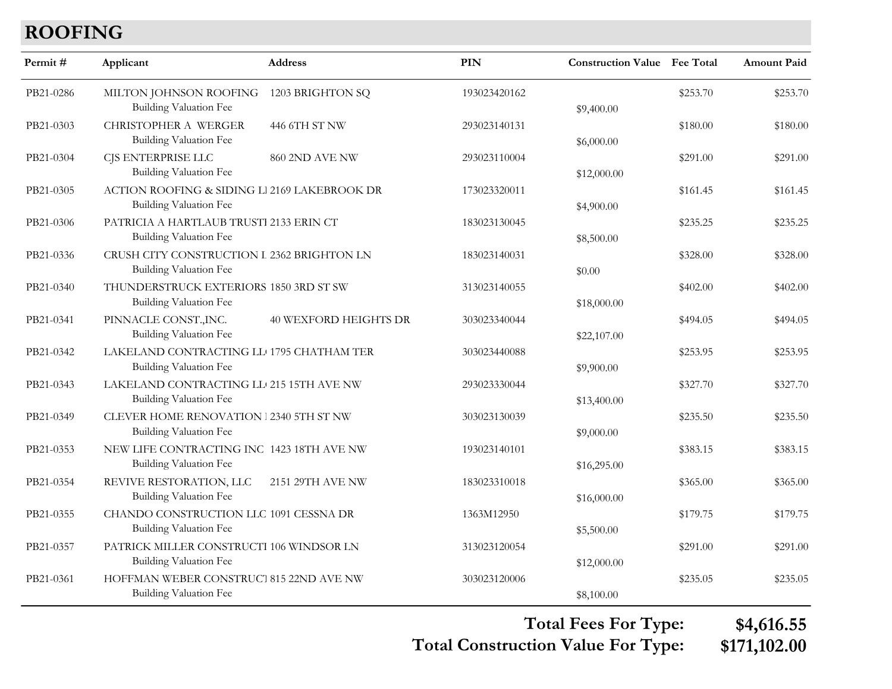## ROOFING

| Permit # | Applicant | Address | PIN | Construction Value | Fee Total | Amount Paid |
|---|---|---|---|---|---|---|
| PB21-0286 | MILTON JOHNSON ROOFING | 1203 BRIGHTON SQ | 193023420162 | | $253.70 | $253.70 |
| | Building Valuation Fee | | | $9,400.00 | | |
| PB21-0303 | CHRISTOPHER A WERGER | 446 6TH ST NW | 293023140131 | | $180.00 | $180.00 |
| | Building Valuation Fee | | | $6,000.00 | | |
| PB21-0304 | CJS ENTERPRISE LLC | 860 2ND AVE NW | 293023110004 | | $291.00 | $291.00 |
| | Building Valuation Fee | | | $12,000.00 | | |
| PB21-0305 | ACTION ROOFING & SIDING LI | 2169 LAKEBROOK DR | 173023320011 | | $161.45 | $161.45 |
| | Building Valuation Fee | | | $4,900.00 | | |
| PB21-0306 | PATRICIA A HARTLAUB TRUSTI | 2133 ERIN CT | 183023130045 | | $235.25 | $235.25 |
| | Building Valuation Fee | | | $8,500.00 | | |
| PB21-0336 | CRUSH CITY CONSTRUCTION L | 2362 BRIGHTON LN | 183023140031 | | $328.00 | $328.00 |
| | Building Valuation Fee | | | $0.00 | | |
| PB21-0340 | THUNDERSTRUCK EXTERIORS | 1850 3RD ST SW | 313023140055 | | $402.00 | $402.00 |
| | Building Valuation Fee | | | $18,000.00 | | |
| PB21-0341 | PINNACLE CONST.,INC. | 40 WEXFORD HEIGHTS DR | 303023340044 | | $494.05 | $494.05 |
| | Building Valuation Fee | | | $22,107.00 | | |
| PB21-0342 | LAKELAND CONTRACTING LL | 1795 CHATHAM TER | 303023440088 | | $253.95 | $253.95 |
| | Building Valuation Fee | | | $9,900.00 | | |
| PB21-0343 | LAKELAND CONTRACTING LL | 215 15TH AVE NW | 293023330044 | | $327.70 | $327.70 |
| | Building Valuation Fee | | | $13,400.00 | | |
| PB21-0349 | CLEVER HOME RENOVATION | 2340 5TH ST NW | 303023130039 | | $235.50 | $235.50 |
| | Building Valuation Fee | | | $9,000.00 | | |
| PB21-0353 | NEW LIFE CONTRACTING INC | 1423 18TH AVE NW | 193023140101 | | $383.15 | $383.15 |
| | Building Valuation Fee | | | $16,295.00 | | |
| PB21-0354 | REVIVE RESTORATION, LLC | 2151 29TH AVE NW | 183023310018 | | $365.00 | $365.00 |
| | Building Valuation Fee | | | $16,000.00 | | |
| PB21-0355 | CHANDO CONSTRUCTION LLC | 1091 CESSNA DR | 1363M12950 | | $179.75 | $179.75 |
| | Building Valuation Fee | | | $5,500.00 | | |
| PB21-0357 | PATRICK MILLER CONSTRUCTI | 106 WINDSOR LN | 313023120054 | | $291.00 | $291.00 |
| | Building Valuation Fee | | | $12,000.00 | | |
| PB21-0361 | HOFFMAN WEBER CONSTRUCT | 815 22ND AVE NW | 303023120006 | | $235.05 | $235.05 |
| | Building Valuation Fee | | | $8,100.00 | | |

**Total Fees For Type: $4,616.55**

**Total Construction Value For Type: $171,102.00**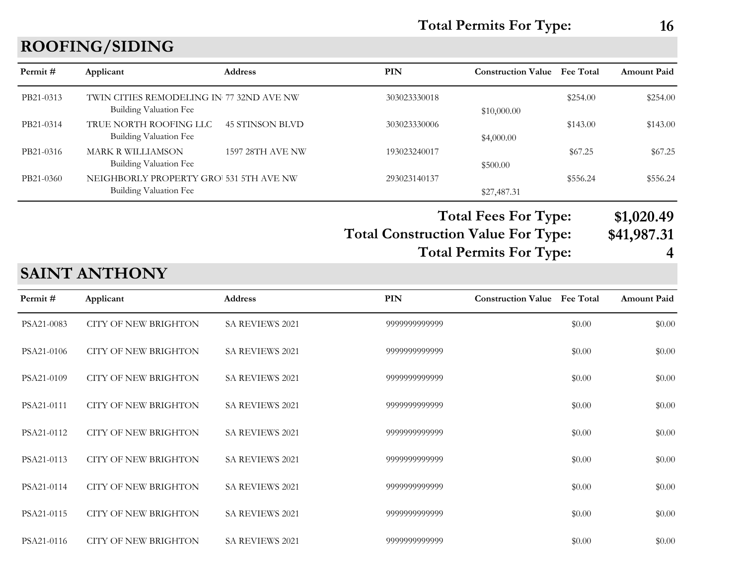**Total Permits For Type: 16**

## ROOFING/SIDING

| Permit # | Applicant | Address | PIN | Construction Value | Fee Total | Amount Paid |
|---|---|---|---|---|---|---|
| PB21-0313 | TWIN CITIES REMODELING IN | 77 32ND AVE NW | 303023330018 | | $254.00 | $254.00 |
| | Building Valuation Fee | | | $10,000.00 | | |
| PB21-0314 | TRUE NORTH ROOFING LLC | 45 STINSON BLVD | 303023330006 | | $143.00 | $143.00 |
| | Building Valuation Fee | | | $4,000.00 | | |
| PB21-0316 | MARK R WILLIAMSON | 1597 28TH AVE NW | 193023240017 | | $67.25 | $67.25 |
| | Building Valuation Fee | | | $500.00 | | |
| PB21-0360 | NEIGHBORLY PROPERTY GRO | 531 5TH AVE NW | 293023140137 | | $556.24 | $556.24 |
| | Building Valuation Fee | | | $27,487.31 | | |

**Total Fees For Type: $1,020.49**

**Total Construction Value For Type: $41,987.31**

**Total Permits For Type: 4**

## SAINT ANTHONY

| Permit # | Applicant | Address | PIN | Construction Value | Fee Total | Amount Paid |
|---|---|---|---|---|---|---|
| PSA21-0083 | CITY OF NEW BRIGHTON | SA REVIEWS 2021 | 9999999999999 | | $0.00 | $0.00 |
| PSA21-0106 | CITY OF NEW BRIGHTON | SA REVIEWS 2021 | 9999999999999 | | $0.00 | $0.00 |
| PSA21-0109 | CITY OF NEW BRIGHTON | SA REVIEWS 2021 | 9999999999999 | | $0.00 | $0.00 |
| PSA21-0111 | CITY OF NEW BRIGHTON | SA REVIEWS 2021 | 9999999999999 | | $0.00 | $0.00 |
| PSA21-0112 | CITY OF NEW BRIGHTON | SA REVIEWS 2021 | 9999999999999 | | $0.00 | $0.00 |
| PSA21-0113 | CITY OF NEW BRIGHTON | SA REVIEWS 2021 | 9999999999999 | | $0.00 | $0.00 |
| PSA21-0114 | CITY OF NEW BRIGHTON | SA REVIEWS 2021 | 9999999999999 | | $0.00 | $0.00 |
| PSA21-0115 | CITY OF NEW BRIGHTON | SA REVIEWS 2021 | 9999999999999 | | $0.00 | $0.00 |
| PSA21-0116 | CITY OF NEW BRIGHTON | SA REVIEWS 2021 | 9999999999999 | | $0.00 | $0.00 |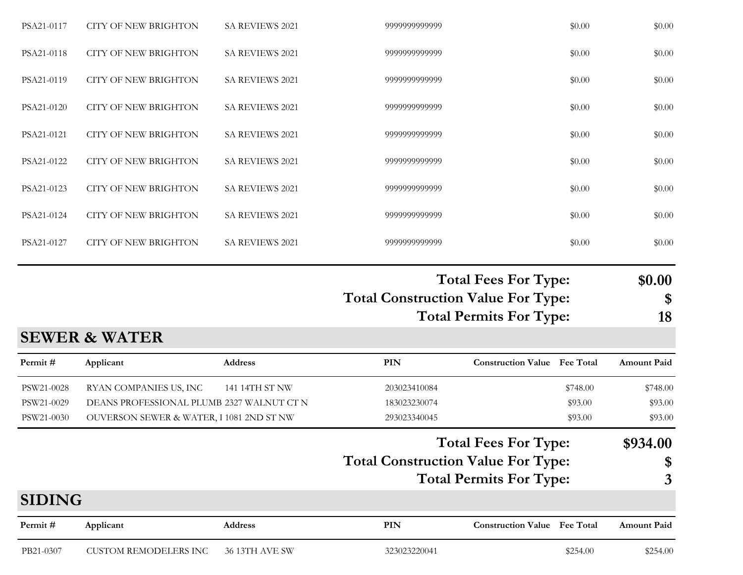| Permit # | Applicant | Address | PIN | Construction Value | Fee Total | Amount Paid |
|---|---|---|---|---|---|---|
| PSA21-0117 | CITY OF NEW BRIGHTON | SA REVIEWS 2021 | 9999999999999 | | $0.00 | $0.00 |
| PSA21-0118 | CITY OF NEW BRIGHTON | SA REVIEWS 2021 | 9999999999999 | | $0.00 | $0.00 |
| PSA21-0119 | CITY OF NEW BRIGHTON | SA REVIEWS 2021 | 9999999999999 | | $0.00 | $0.00 |
| PSA21-0120 | CITY OF NEW BRIGHTON | SA REVIEWS 2021 | 9999999999999 | | $0.00 | $0.00 |
| PSA21-0121 | CITY OF NEW BRIGHTON | SA REVIEWS 2021 | 9999999999999 | | $0.00 | $0.00 |
| PSA21-0122 | CITY OF NEW BRIGHTON | SA REVIEWS 2021 | 9999999999999 | | $0.00 | $0.00 |
| PSA21-0123 | CITY OF NEW BRIGHTON | SA REVIEWS 2021 | 9999999999999 | | $0.00 | $0.00 |
| PSA21-0124 | CITY OF NEW BRIGHTON | SA REVIEWS 2021 | 9999999999999 | | $0.00 | $0.00 |
| PSA21-0127 | CITY OF NEW BRIGHTON | SA REVIEWS 2021 | 9999999999999 | | $0.00 | $0.00 |

**Total Fees For Type:** **$0.00**
**Total Construction Value For Type:** **$**
**Total Permits For Type:** **18**

## SEWER & WATER

| Permit # | Applicant | Address | PIN | Construction Value | Fee Total | Amount Paid |
|---|---|---|---|---|---|---|
| PSW21-0028 | RYAN COMPANIES US, INC | 141 14TH ST NW | 203023410084 | | $748.00 | $748.00 |
| PSW21-0029 | DEANS PROFESSIONAL PLUMB | 2327 WALNUT CT N | 183023230074 | | $93.00 | $93.00 |
| PSW21-0030 | OUVERSON SEWER & WATER, I | 1081 2ND ST NW | 293023340045 | | $93.00 | $93.00 |

**Total Fees For Type:** **$934.00**
**Total Construction Value For Type:** **$**
**Total Permits For Type:** **3**

## SIDING

| Permit # | Applicant | Address | PIN | Construction Value | Fee Total | Amount Paid |
|---|---|---|---|---|---|---|
| PB21-0307 | CUSTOM REMODELERS INC | 36 13TH AVE SW | 323023220041 | | $254.00 | $254.00 |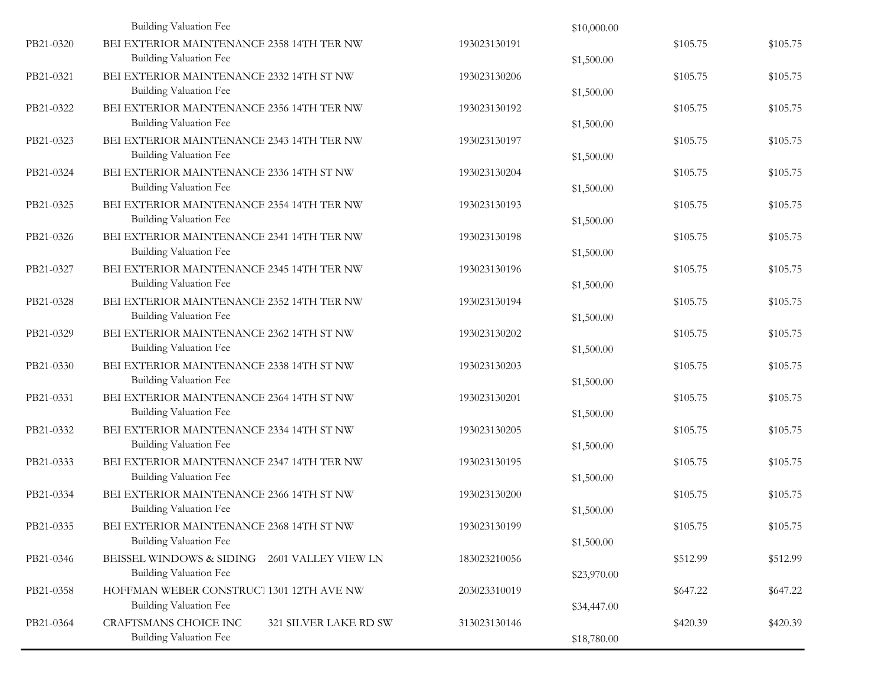| | | | | | |
|---|---|---|---|---|---|
| | Building Valuation Fee | | $10,000.00 | | |
| PB21-0320 | BEI EXTERIOR MAINTENANCE 2358 14TH TER NW | 193023130191 | | $105.75 | $105.75 |
| | Building Valuation Fee | | $1,500.00 | | |
| PB21-0321 | BEI EXTERIOR MAINTENANCE 2332 14TH ST NW | 193023130206 | | $105.75 | $105.75 |
| | Building Valuation Fee | | $1,500.00 | | |
| PB21-0322 | BEI EXTERIOR MAINTENANCE 2356 14TH TER NW | 193023130192 | | $105.75 | $105.75 |
| | Building Valuation Fee | | $1,500.00 | | |
| PB21-0323 | BEI EXTERIOR MAINTENANCE 2343 14TH TER NW | 193023130197 | | $105.75 | $105.75 |
| | Building Valuation Fee | | $1,500.00 | | |
| PB21-0324 | BEI EXTERIOR MAINTENANCE 2336 14TH ST NW | 193023130204 | | $105.75 | $105.75 |
| | Building Valuation Fee | | $1,500.00 | | |
| PB21-0325 | BEI EXTERIOR MAINTENANCE 2354 14TH TER NW | 193023130193 | | $105.75 | $105.75 |
| | Building Valuation Fee | | $1,500.00 | | |
| PB21-0326 | BEI EXTERIOR MAINTENANCE 2341 14TH TER NW | 193023130198 | | $105.75 | $105.75 |
| | Building Valuation Fee | | $1,500.00 | | |
| PB21-0327 | BEI EXTERIOR MAINTENANCE 2345 14TH TER NW | 193023130196 | | $105.75 | $105.75 |
| | Building Valuation Fee | | $1,500.00 | | |
| PB21-0328 | BEI EXTERIOR MAINTENANCE 2352 14TH TER NW | 193023130194 | | $105.75 | $105.75 |
| | Building Valuation Fee | | $1,500.00 | | |
| PB21-0329 | BEI EXTERIOR MAINTENANCE 2362 14TH ST NW | 193023130202 | | $105.75 | $105.75 |
| | Building Valuation Fee | | $1,500.00 | | |
| PB21-0330 | BEI EXTERIOR MAINTENANCE 2338 14TH ST NW | 193023130203 | | $105.75 | $105.75 |
| | Building Valuation Fee | | $1,500.00 | | |
| PB21-0331 | BEI EXTERIOR MAINTENANCE 2364 14TH ST NW | 193023130201 | | $105.75 | $105.75 |
| | Building Valuation Fee | | $1,500.00 | | |
| PB21-0332 | BEI EXTERIOR MAINTENANCE 2334 14TH ST NW | 193023130205 | | $105.75 | $105.75 |
| | Building Valuation Fee | | $1,500.00 | | |
| PB21-0333 | BEI EXTERIOR MAINTENANCE 2347 14TH TER NW | 193023130195 | | $105.75 | $105.75 |
| | Building Valuation Fee | | $1,500.00 | | |
| PB21-0334 | BEI EXTERIOR MAINTENANCE 2366 14TH ST NW | 193023130200 | | $105.75 | $105.75 |
| | Building Valuation Fee | | $1,500.00 | | |
| PB21-0335 | BEI EXTERIOR MAINTENANCE 2368 14TH ST NW | 193023130199 | | $105.75 | $105.75 |
| | Building Valuation Fee | | $1,500.00 | | |
| PB21-0346 | BEISSEL WINDOWS & SIDING 2601 VALLEY VIEW LN | 183023210056 | | $512.99 | $512.99 |
| | Building Valuation Fee | | $23,970.00 | | |
| PB21-0358 | HOFFMAN WEBER CONSTRUCT 1301 12TH AVE NW | 203023310019 | | $647.22 | $647.22 |
| | Building Valuation Fee | | $34,447.00 | | |
| PB21-0364 | CRAFTSMANS CHOICE INC 321 SILVER LAKE RD SW | 313023130146 | | $420.39 | $420.39 |
| | Building Valuation Fee | | $18,780.00 | | |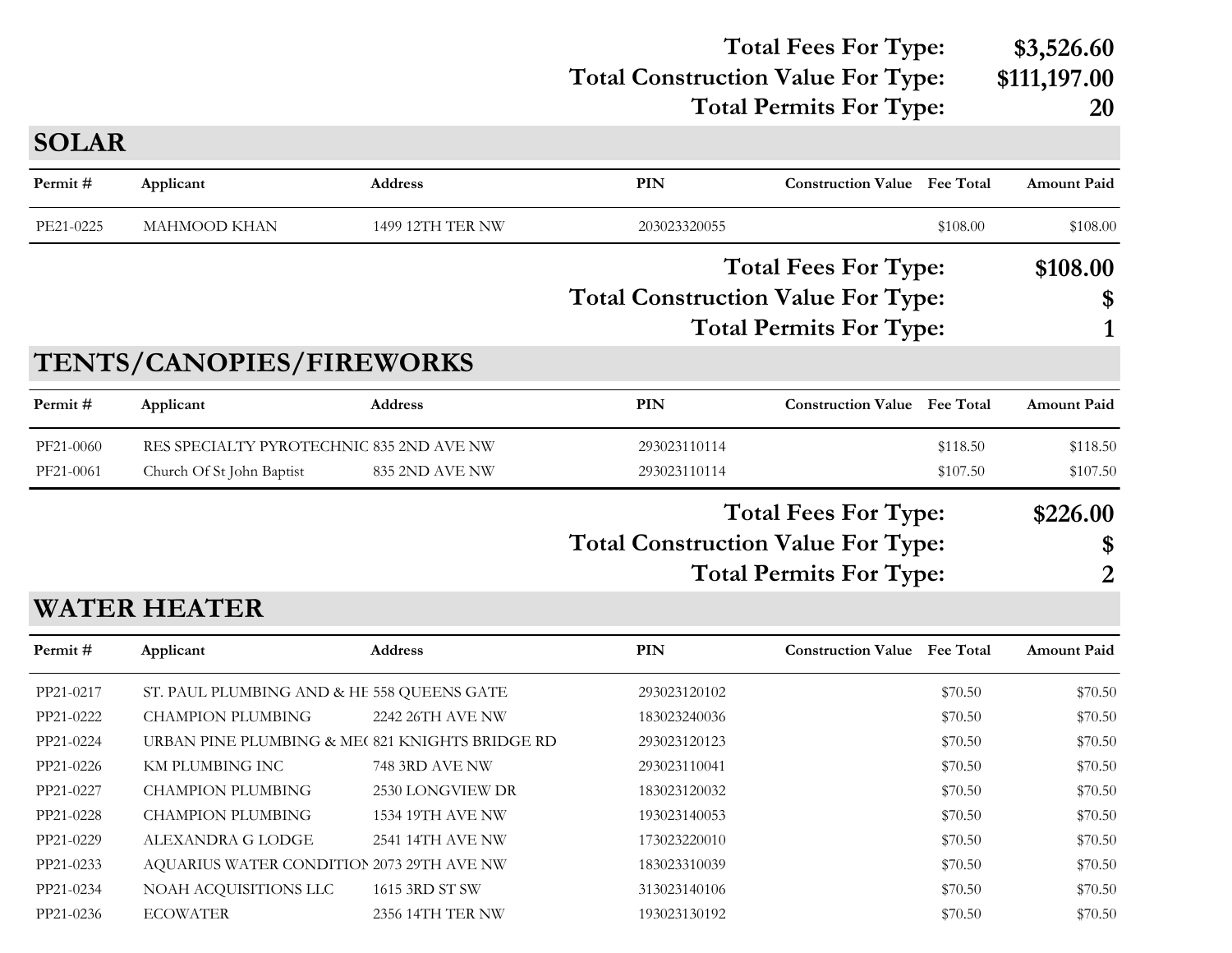**Total Fees For Type:** **$3,526.60**
**Total Construction Value For Type:** **$111,197.00**
**Total Permits For Type:** **20**

## SOLAR

| Permit # | Applicant | Address | PIN | Construction Value | Fee Total | Amount Paid |
|---|---|---|---|---|---|---|
| PE21-0225 | MAHMOOD KHAN | 1499 12TH TER NW | 203023320055 | | $108.00 | $108.00 |

**Total Fees For Type:** **$108.00**
**Total Construction Value For Type:** **$**
**Total Permits For Type:** **1**

## TENTS/CANOPIES/FIREWORKS

| Permit # | Applicant | Address | PIN | Construction Value | Fee Total | Amount Paid |
|---|---|---|---|---|---|---|
| PF21-0060 | RES SPECIALTY PYROTECHNIC | 835 2ND AVE NW | 293023110114 | | $118.50 | $118.50 |
| PF21-0061 | Church Of St John Baptist | 835 2ND AVE NW | 293023110114 | | $107.50 | $107.50 |

**Total Fees For Type:** **$226.00**
**Total Construction Value For Type:** **$**
**Total Permits For Type:** **2**

## WATER HEATER

| Permit # | Applicant | Address | PIN | Construction Value | Fee Total | Amount Paid |
|---|---|---|---|---|---|---|
| PP21-0217 | ST. PAUL PLUMBING AND & HE | 558 QUEENS GATE | 293023120102 | | $70.50 | $70.50 |
| PP21-0222 | CHAMPION PLUMBING | 2242 26TH AVE NW | 183023240036 | | $70.50 | $70.50 |
| PP21-0224 | URBAN PINE PLUMBING & ME( | 821 KNIGHTS BRIDGE RD | 293023120123 | | $70.50 | $70.50 |
| PP21-0226 | KM PLUMBING INC | 748 3RD AVE NW | 293023110041 | | $70.50 | $70.50 |
| PP21-0227 | CHAMPION PLUMBING | 2530 LONGVIEW DR | 183023120032 | | $70.50 | $70.50 |
| PP21-0228 | CHAMPION PLUMBING | 1534 19TH AVE NW | 193023140053 | | $70.50 | $70.50 |
| PP21-0229 | ALEXANDRA G LODGE | 2541 14TH AVE NW | 173023220010 | | $70.50 | $70.50 |
| PP21-0233 | AQUARIUS WATER CONDITION | 2073 29TH AVE NW | 183023310039 | | $70.50 | $70.50 |
| PP21-0234 | NOAH ACQUISITIONS LLC | 1615 3RD ST SW | 313023140106 | | $70.50 | $70.50 |
| PP21-0236 | ECOWATER | 2356 14TH TER NW | 193023130192 | | $70.50 | $70.50 |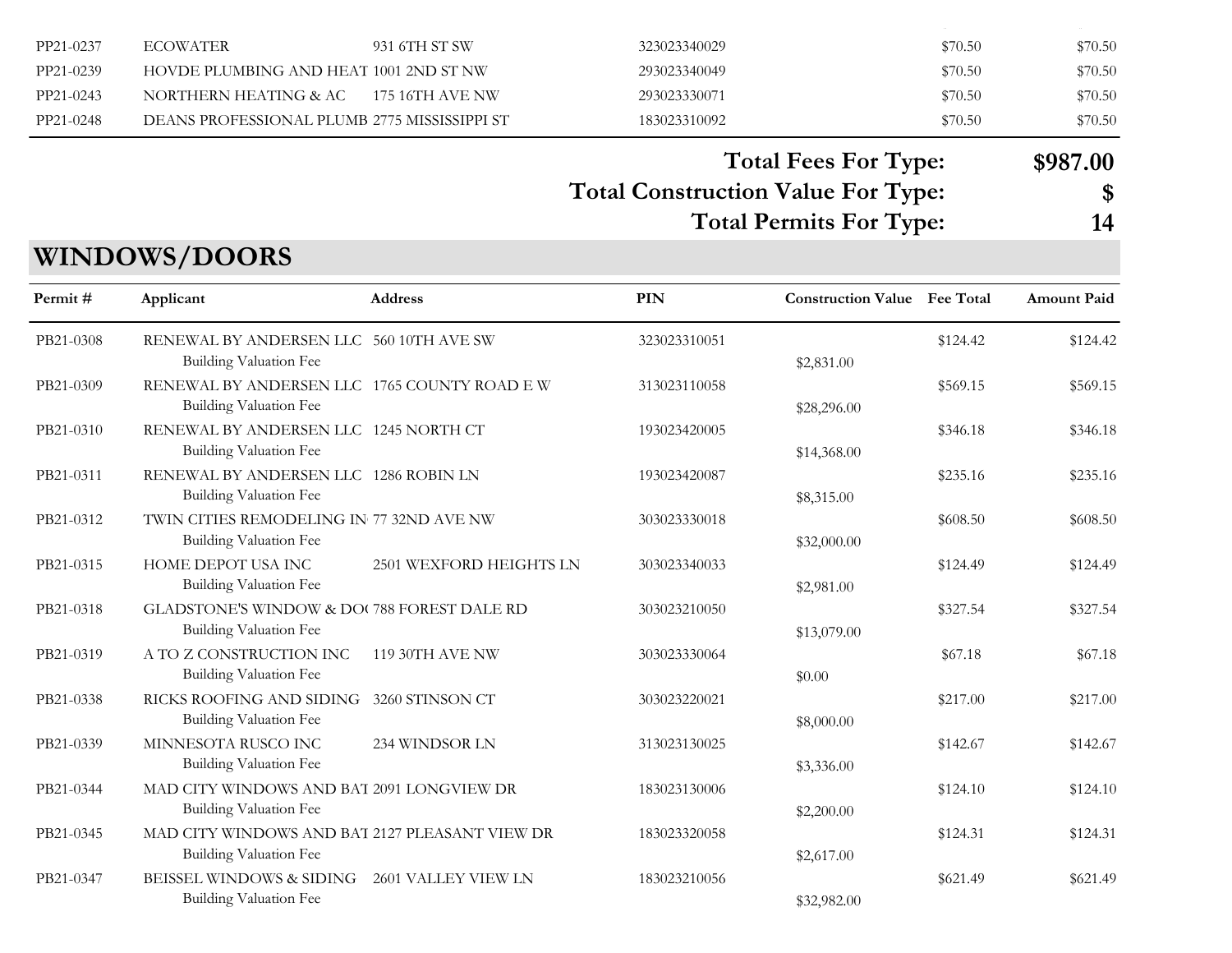| | | | | | | |
|---|---|---|---|---|---|---|
| PP21-0237 | ECOWATER | 931 6TH ST SW | 323023340029 | | $70.50 | $70.50 |
| PP21-0239 | HOVDE PLUMBING AND HEAT | 1001 2ND ST NW | 293023340049 | | $70.50 | $70.50 |
| PP21-0243 | NORTHERN HEATING & AC | 175 16TH AVE NW | 293023330071 | | $70.50 | $70.50 |
| PP21-0248 | DEANS PROFESSIONAL PLUMB | 2775 MISSISSIPPI ST | 183023310092 | | $70.50 | $70.50 |

**Total Fees For Type: $987.00**

**Total Construction Value For Type: $**

**Total Permits For Type: 14**

## WINDOWS/DOORS

| Permit # | Applicant | Address | PIN | Construction Value | Fee Total | Amount Paid |
|---|---|---|---|---|---|---|
| PB21-0308 | RENEWAL BY ANDERSEN LLC | 560 10TH AVE SW | 323023310051 | | $124.42 | $124.42 |
| | Building Valuation Fee | | | $2,831.00 | | |
| PB21-0309 | RENEWAL BY ANDERSEN LLC | 1765 COUNTY ROAD E W | 313023110058 | | $569.15 | $569.15 |
| | Building Valuation Fee | | | $28,296.00 | | |
| PB21-0310 | RENEWAL BY ANDERSEN LLC | 1245 NORTH CT | 193023420005 | | $346.18 | $346.18 |
| | Building Valuation Fee | | | $14,368.00 | | |
| PB21-0311 | RENEWAL BY ANDERSEN LLC | 1286 ROBIN LN | 193023420087 | | $235.16 | $235.16 |
| | Building Valuation Fee | | | $8,315.00 | | |
| PB21-0312 | TWIN CITIES REMODELING IN | 77 32ND AVE NW | 303023330018 | | $608.50 | $608.50 |
| | Building Valuation Fee | | | $32,000.00 | | |
| PB21-0315 | HOME DEPOT USA INC | 2501 WEXFORD HEIGHTS LN | 303023340033 | | $124.49 | $124.49 |
| | Building Valuation Fee | | | $2,981.00 | | |
| PB21-0318 | GLADSTONE'S WINDOW & DO | 788 FOREST DALE RD | 303023210050 | | $327.54 | $327.54 |
| | Building Valuation Fee | | | $13,079.00 | | |
| PB21-0319 | A TO Z CONSTRUCTION INC | 119 30TH AVE NW | 303023330064 | | $67.18 | $67.18 |
| | Building Valuation Fee | | | $0.00 | | |
| PB21-0338 | RICKS ROOFING AND SIDING | 3260 STINSON CT | 303023220021 | | $217.00 | $217.00 |
| | Building Valuation Fee | | | $8,000.00 | | |
| PB21-0339 | MINNESOTA RUSCO INC | 234 WINDSOR LN | 313023130025 | | $142.67 | $142.67 |
| | Building Valuation Fee | | | $3,336.00 | | |
| PB21-0344 | MAD CITY WINDOWS AND BAT | 2091 LONGVIEW DR | 183023130006 | | $124.10 | $124.10 |
| | Building Valuation Fee | | | $2,200.00 | | |
| PB21-0345 | MAD CITY WINDOWS AND BAT | 2127 PLEASANT VIEW DR | 183023320058 | | $124.31 | $124.31 |
| | Building Valuation Fee | | | $2,617.00 | | |
| PB21-0347 | BEISSEL WINDOWS & SIDING | 2601 VALLEY VIEW LN | 183023210056 | | $621.49 | $621.49 |
| | Building Valuation Fee | | | $32,982.00 | | |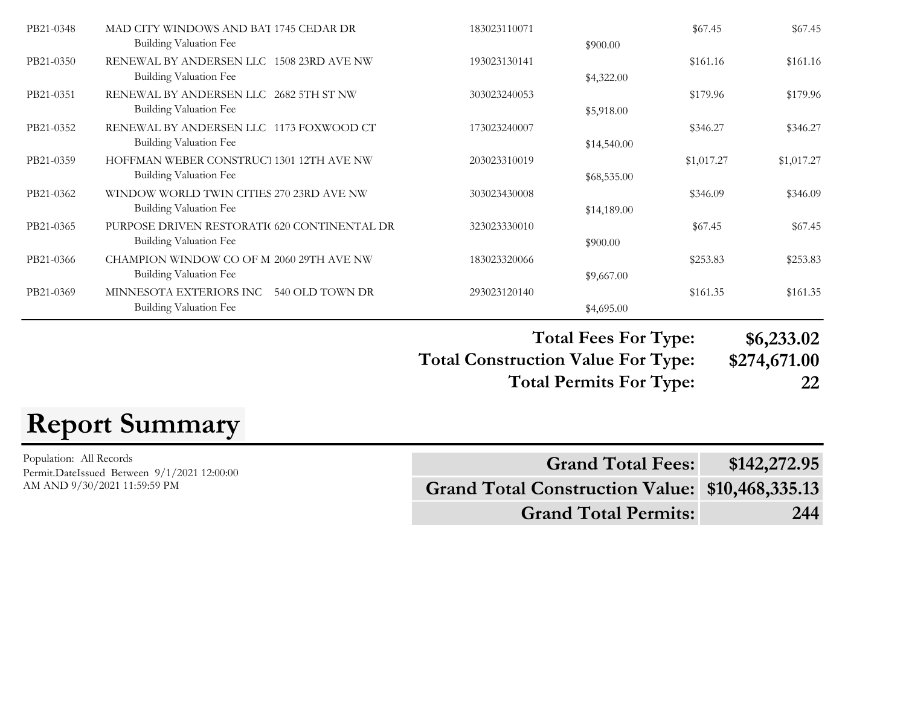| | | | | | | |
|---|---|---|---|---|---|---|
| PB21-0348 | MAD CITY WINDOWS AND BAT | 1745 CEDAR DR | 183023110071 | | $67.45 | $67.45 |
| | Building Valuation Fee | | | $900.00 | | |
| PB21-0350 | RENEWAL BY ANDERSEN LLC | 1508 23RD AVE NW | 193023130141 | | $161.16 | $161.16 |
| | Building Valuation Fee | | | $4,322.00 | | |
| PB21-0351 | RENEWAL BY ANDERSEN LLC | 2682 5TH ST NW | 303023240053 | | $179.96 | $179.96 |
| | Building Valuation Fee | | | $5,918.00 | | |
| PB21-0352 | RENEWAL BY ANDERSEN LLC | 1173 FOXWOOD CT | 173023240007 | | $346.27 | $346.27 |
| | Building Valuation Fee | | | $14,540.00 | | |
| PB21-0359 | HOFFMAN WEBER CONSTRUCT | 1301 12TH AVE NW | 203023310019 | | $1,017.27 | $1,017.27 |
| | Building Valuation Fee | | | $68,535.00 | | |
| PB21-0362 | WINDOW WORLD TWIN CITIES | 270 23RD AVE NW | 303023430008 | | $346.09 | $346.09 |
| | Building Valuation Fee | | | $14,189.00 | | |
| PB21-0365 | PURPOSE DRIVEN RESTORATI( | 620 CONTINENTAL DR | 323023330010 | | $67.45 | $67.45 |
| | Building Valuation Fee | | | $900.00 | | |
| PB21-0366 | CHAMPION WINDOW CO OF M | 2060 29TH AVE NW | 183023320066 | | $253.83 | $253.83 |
| | Building Valuation Fee | | | $9,667.00 | | |
| PB21-0369 | MINNESOTA EXTERIORS INC | 540 OLD TOWN DR | 293023120140 | | $161.35 | $161.35 |
| | Building Valuation Fee | | | $4,695.00 | | |

**Total Fees For Type: $6,233.02**

**Total Construction Value For Type: $274,671.00**

**Total Permits For Type: 22**

# Report Summary

Population: All Records
Permit.DateIssued Between 9/1/2021 12:00:00 AM AND 9/30/2021 11:59:59 PM

| | |
|---|---|
| **Grand Total Fees:** | **$142,272.95** |
| **Grand Total Construction Value:** | **$10,468,335.13** |
| **Grand Total Permits:** | **244** |